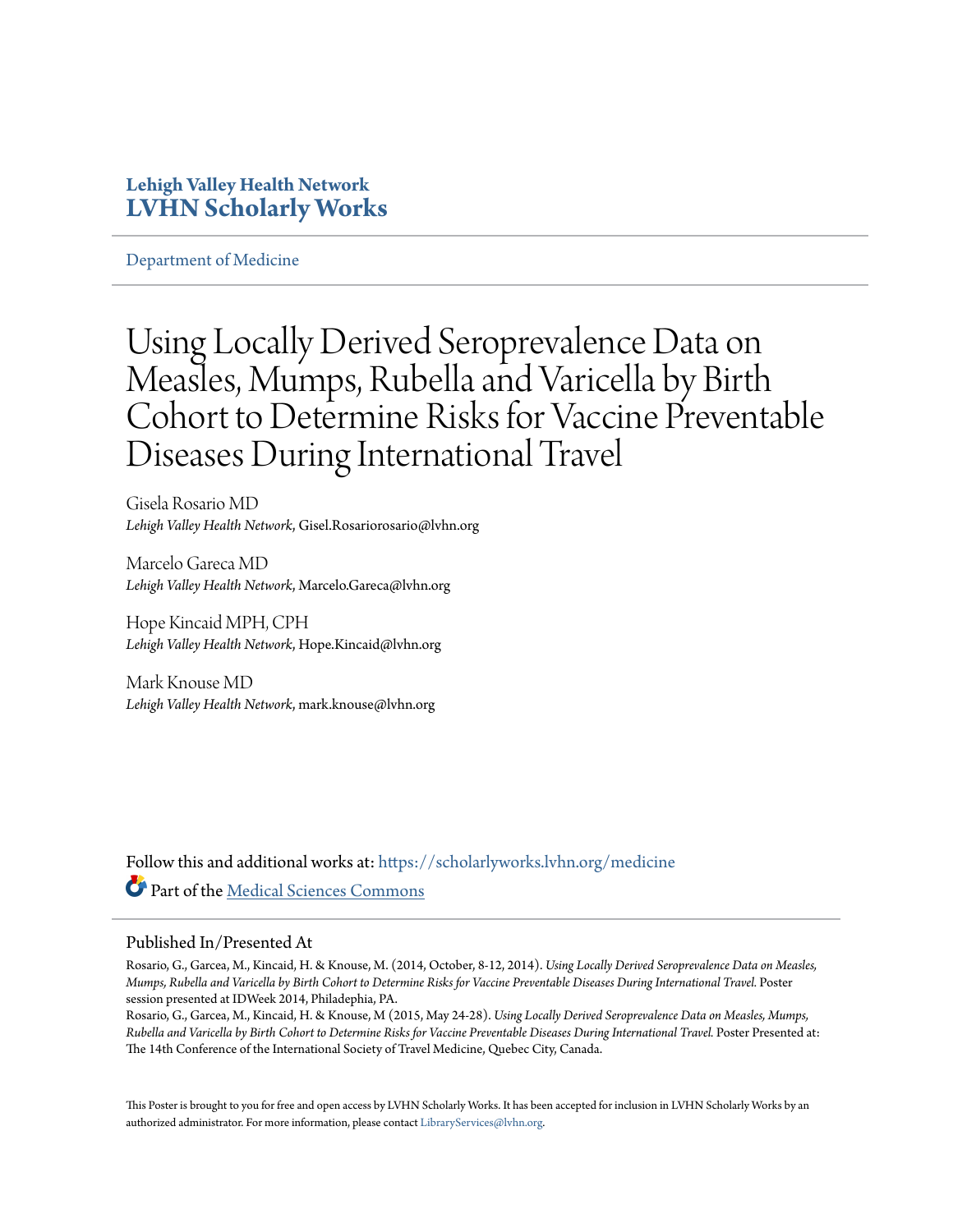Lehigh Valley Health Network

**LVHN Scholarly Works**

Department of Medicine

# Using Locally Derived Seroprevalence Data on Measles, Mumps, Rubella and Varicella by Birth Cohort to Determine Risks for Vaccine Preventable Diseases During International Travel

Gisela Rosario MD
*Lehigh Valley Health Network*, Gisel.Rosariorosario@lvhn.org

Marcelo Gareca MD
*Lehigh Valley Health Network*, Marcelo.Gareca@lvhn.org

Hope Kincaid MPH, CPH
*Lehigh Valley Health Network*, Hope.Kincaid@lvhn.org

Mark Knouse MD
*Lehigh Valley Health Network*, mark.knouse@lvhn.org

Follow this and additional works at: https://scholarlyworks.lvhn.org/medicine

Part of the Medical Sciences Commons

## Published In/Presented At

Rosario, G., Garcea, M., Kincaid, H. & Knouse, M. (2014, October, 8-12, 2014). *Using Locally Derived Seroprevalence Data on Measles, Mumps, Rubella and Varicella by Birth Cohort to Determine Risks for Vaccine Preventable Diseases During International Travel.* Poster session presented at IDWeek 2014, Philadelphia, PA.

Rosario, G., Garcea, M., Kincaid, H. & Knouse, M (2015, May 24-28). *Using Locally Derived Seroprevalence Data on Measles, Mumps, Rubella and Varicella by Birth Cohort to Determine Risks for Vaccine Preventable Diseases During International Travel.* Poster Presented at: The 14th Conference of the International Society of Travel Medicine, Quebec City, Canada.

This Poster is brought to you for free and open access by LVHN Scholarly Works. It has been accepted for inclusion in LVHN Scholarly Works by an authorized administrator. For more information, please contact LibraryServices@lvhn.org.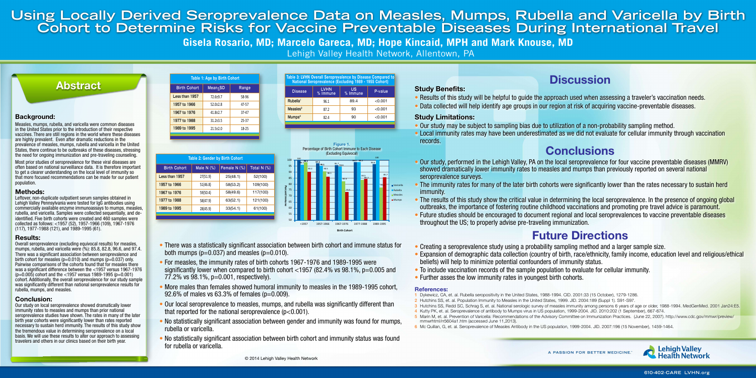# Using Locally Derived Seroprevalence Data on Measles, Mumps, Rubella and Varicella by Birth Cohort to Determine Risks for Vaccine Preventable Diseases During International Travel

**Gisela Rosario, MD; Marcelo Gareca, MD; Hope Kincaid, MPH and Mark Knouse, MD**

Lehigh Valley Health Network, Allentown, PA

## Abstract

### Background:

Measles, mumps, rubella, and varicella were common diseases in the United States prior to the introduction of their respective vaccines. There are still regions in the world where these diseases are highly prevalent. Even after dramatic reductions in the prevalence of measles, mumps, rubella and varicella in the United States, there continue to be outbreaks of these diseases, stressing the need for ongoing immunization and pre-traveling counseling.

Most prior studies of seroprevalence for these viral diseases are often based on national surveillance data. It is therefore important to get a clearer understanding on the local level of immunity so that more focused recommendations can be made for our patient population.

### Methods:

Leftover, non-duplicate outpatient serum samples obtained in Lehigh Valley Pennsylvania were tested for IgG antibodies using commercially available enzyme immunoassays to mumps, measles, rubella, and varicella. Samples were collected sequentially, and de-identified. Five birth cohorts were created and 460 samples were collected as follows: <1957 (52), 1957-1966 (109), 1967-1976 (117), 1977-1988 (121), and 1989-1995 (61).

### Results:

Overall seroprevalence (excluding equivocal results) for measles, mumps, rubella, and varicella were (%): 85.8, 82.8, 96.6, and 97.4. There was a significant association between seroprevalence and birth cohort for measles (p=0.010) and mumps (p=0.037) only. Pairwise comparisons of the cohorts found that for measles there was a significant difference between the <1957 versus 1967-1976 (p=0.005) cohort and the <1957 versus 1989-1995 (p=0.001) cohort. Additionally, the overall seroprevalence for our study sample was significantly different than national seroprevalence results for rubella, mumps, and measles.

### Conclusion:

Our study on local seroprevalence showed dramatically lower immunity rates to measles and mumps than prior national seroprevalence studies have shown. The rates in many of the later birth year cohorts were significantly lower than rates reported necessary to sustain herd immunity. The results of this study show the tremendous value in determining seroprevalence on a local basis. We will use these results to alter our approach to assessing travelers and others in our clinics based on their birth year.

**Table 1: Age by Birth Cohort**

| Birth Cohort | Mean±SD | Range |
|---|---|---|
| Less than 1957 | 72.6±9.7 | 58-96 |
| 1957 to 1966 | 52.0±2.8 | 47-57 |
| 1967 to 1976 | 41.8±2.7 | 37-47 |
| 1977 to 1988 | 31.2±3.5 | 25-37 |
| 1989 to 1995 | 21.5±2.0 | 18-25 |

**Table 2: Gender by Birth Cohort**

| Birth Cohort | Male N (%) | Female N (%) | Total N (%) |
|---|---|---|---|
| Less than 1957 | 27(51.9) | 25(48.1) | 52(100) |
| 1957 to 1966 | 51(46.8) | 58(53.2) | 109(100) |
| 1967 to 1976 | 59(50.4) | 58(49.6) | 117(100) |
| 1977 to 1988 | 58(47.9) | 63(52.1) | 121(100) |
| 1989 to 1995 | 28(45.9) | 33(54.1) | 61(100) |

**Table 3: LVHN Overall Seroprevalence by Disease Compared to National Seroprevalence (Excluding 1989 - 1955 Cohort)**

| Disease | LVHN % Immune | US % Immune | P-value |
|---|---|---|---|
| Rubella[1] | 96.1 | 89.4 | <0.001 |
| Measles[2] | 87.2 | 93 | <0.001 |
| Mumps[4] | 82.4 | 90 | <0.001 |

**Figure 1.** Percentage of Birth Cohort Immune to Each Disease (Excluding Equivocal)

Percent Immune

Birth Cohort

<1957 1957-1966 1967-1976 1977-1988 1989-1995

Varicella Rubella Measles Mumps

- There was a statistically significant association between birth cohort and immune status for both mumps (p=0.037) and measles (p=0.010).
- For measles, the immunity rates of birth cohorts 1967-1976 and 1989-1995 were significantly lower when compared to birth cohort <1957 (82.4% vs 98.1%, p=0.005 and 77.2% vs 98.1%, p=0.001, respectively).
- More males than females showed humoral immunity to measles in the 1989-1995 cohort, 92.6% of males vs 63.3% of females (p=0.009).
- Our local seroprevalence to measles, mumps, and rubella was significantly different than that reported for the national seroprevalence (p<0.001).
- No statistically significant association between gender and immunity was found for mumps, rubella or varicella.
- No statistically significant association between birth cohort and immunity status was found for rubella or varicella.

## Discussion

### Study Benefits:

- Results of this study will be helpful to guide the approach used when assessing a traveler's vaccination needs.
- Data collected will help identify age groups in our region at risk of acquiring vaccine-preventable diseases.

### Study Limitations:

- Our study may be subject to sampling bias due to utilization of a non-probability sampling method.
- Local immunity rates may have been underestimated as we did not evaluate for cellular immunity through vaccination records.

## Conclusions

- Our study, performed in the Lehigh Valley, PA on the local seroprevalence for four vaccine preventable diseases (MMRV) showed dramatically lower immunity rates to measles and mumps than previously reported on several national seroprevalence surveys.
- The immunity rates for many of the later birth cohorts were significantly lower than the rates necessary to sustain herd immunity.
- The results of this study show the critical value in determining the local seroprevalence. In the presence of ongoing global outbreaks, the importance of fostering routine childhood vaccinations and promoting pre travel advice is paramount.
- Future studies should be encouraged to document regional and local seroprevalences to vaccine preventable diseases throughout the US; to properly advise pre-traveling immunization.

## Future Directions

- Creating a seroprevalence study using a probability sampling method and a larger sample size.
- Expansion of demographic data collection (country of birth, race/ethnicity, family income, education level and religious/ethical beliefs) will help to minimize potential confounders of immunity status.
- To include vaccination records of the sample population to evaluate for cellular immunity.
- Further asses the low immunity rates in youngest birth cohorts.

### References:

1. Dykewicz, CA, et. al. Rubella seropositivity in the United States, 1988-1994. CID. 2001:33 (15 October), 1279-1286.
2. Hutchins SS, et. al. Population Immunity to Measles in the United States, 1999. JID. 2004:189 (Suppl 1). S91-S97.
3. Hutchins SS, Redd SC, Schrag S, et. al. National serologic survey of measles immunity among persons 6 years of age or older, 1988-1994. MedGenMed. 2001 Jan24:E5.
4. Kutty PK, et. al. Seroprevalence of antibody to Mumps virus in US population, 1999-2004. JID. 2010:202 (1 September), 667-674.
5. Marin M, et. al. Prevention of Varicella: Recommendations of the Advisory Committee on Immunization Practices. (June 22, 2007). http://www.cdc.gov/mmwr/preview/mmwrhtml/rr5604a1.htm (accessed June 11,2013).
6. Mc Quillan, G, et. al. Seroprevalence of Measles Antibody in the US population, 1999-2004. JID. 2007:196 (15 November), 1459-1464.

© 2014 Lehigh Valley Health Network

A PASSION FOR BETTER MEDICINE.

Lehigh Valley Health Network

610-402-CARE LVHN.org